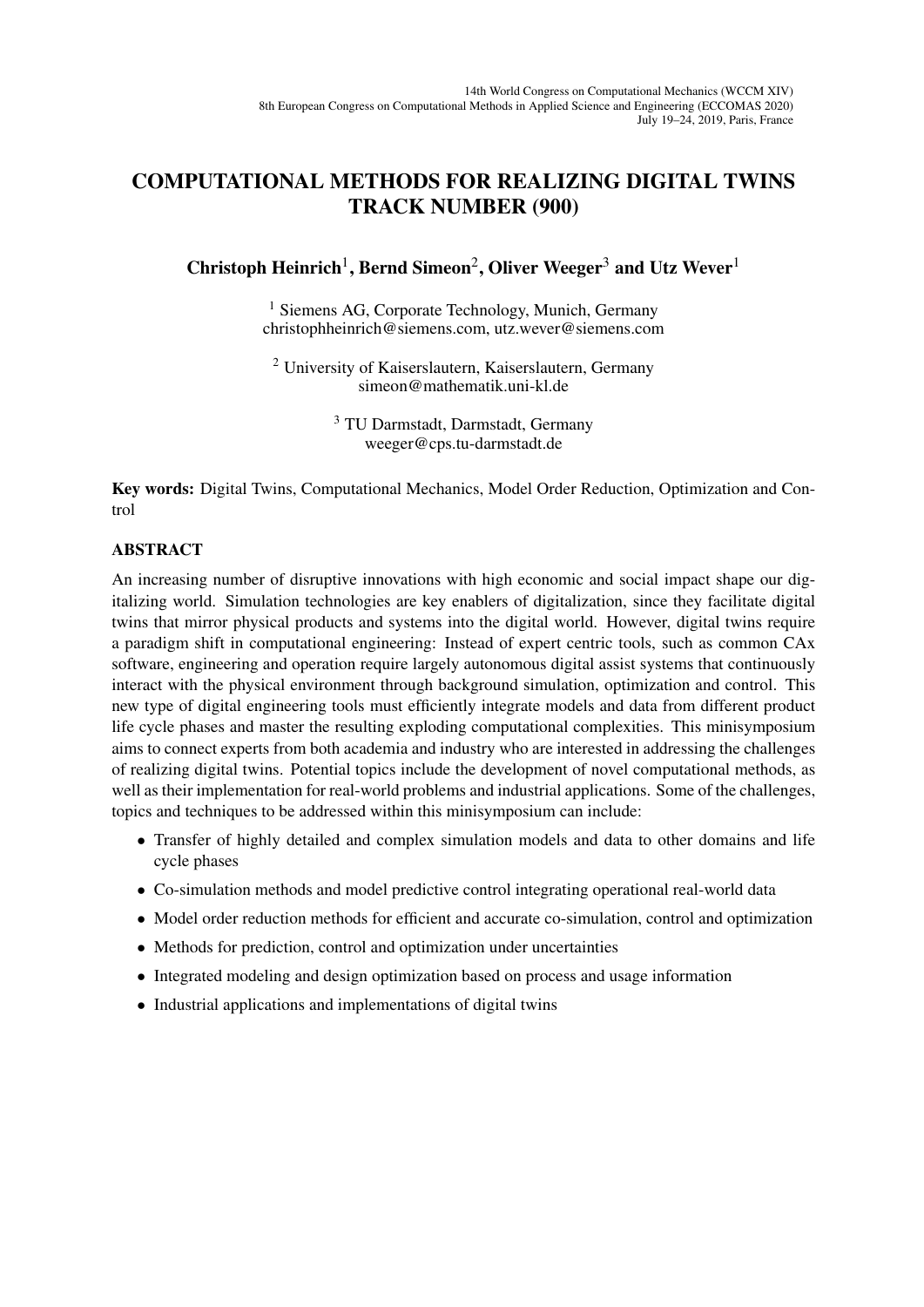# COMPUTATIONAL METHODS FOR REALIZING DIGITAL TWINS TRACK NUMBER (900)

**Christoph Heinrich[1], Bernd Simeon[2], Oliver Weeger[3] and Utz Wever[1]**

[1] Siemens AG, Corporate Technology, Munich, Germany
christophheinrich@siemens.com, utz.wever@siemens.com

[2] University of Kaiserslautern, Kaiserslautern, Germany
simeon@mathematik.uni-kl.de

[3] TU Darmstadt, Darmstadt, Germany
weeger@cps.tu-darmstadt.de

**Key words:** Digital Twins, Computational Mechanics, Model Order Reduction, Optimization and Control

## ABSTRACT

An increasing number of disruptive innovations with high economic and social impact shape our digitalizing world. Simulation technologies are key enablers of digitalization, since they facilitate digital twins that mirror physical products and systems into the digital world. However, digital twins require a paradigm shift in computational engineering: Instead of expert centric tools, such as common CAx software, engineering and operation require largely autonomous digital assist systems that continuously interact with the physical environment through background simulation, optimization and control. This new type of digital engineering tools must efficiently integrate models and data from different product life cycle phases and master the resulting exploding computational complexities. This minisymposium aims to connect experts from both academia and industry who are interested in addressing the challenges of realizing digital twins. Potential topics include the development of novel computational methods, as well as their implementation for real-world problems and industrial applications. Some of the challenges, topics and techniques to be addressed within this minisymposium can include:

- Transfer of highly detailed and complex simulation models and data to other domains and life cycle phases
- Co-simulation methods and model predictive control integrating operational real-world data
- Model order reduction methods for efficient and accurate co-simulation, control and optimization
- Methods for prediction, control and optimization under uncertainties
- Integrated modeling and design optimization based on process and usage information
- Industrial applications and implementations of digital twins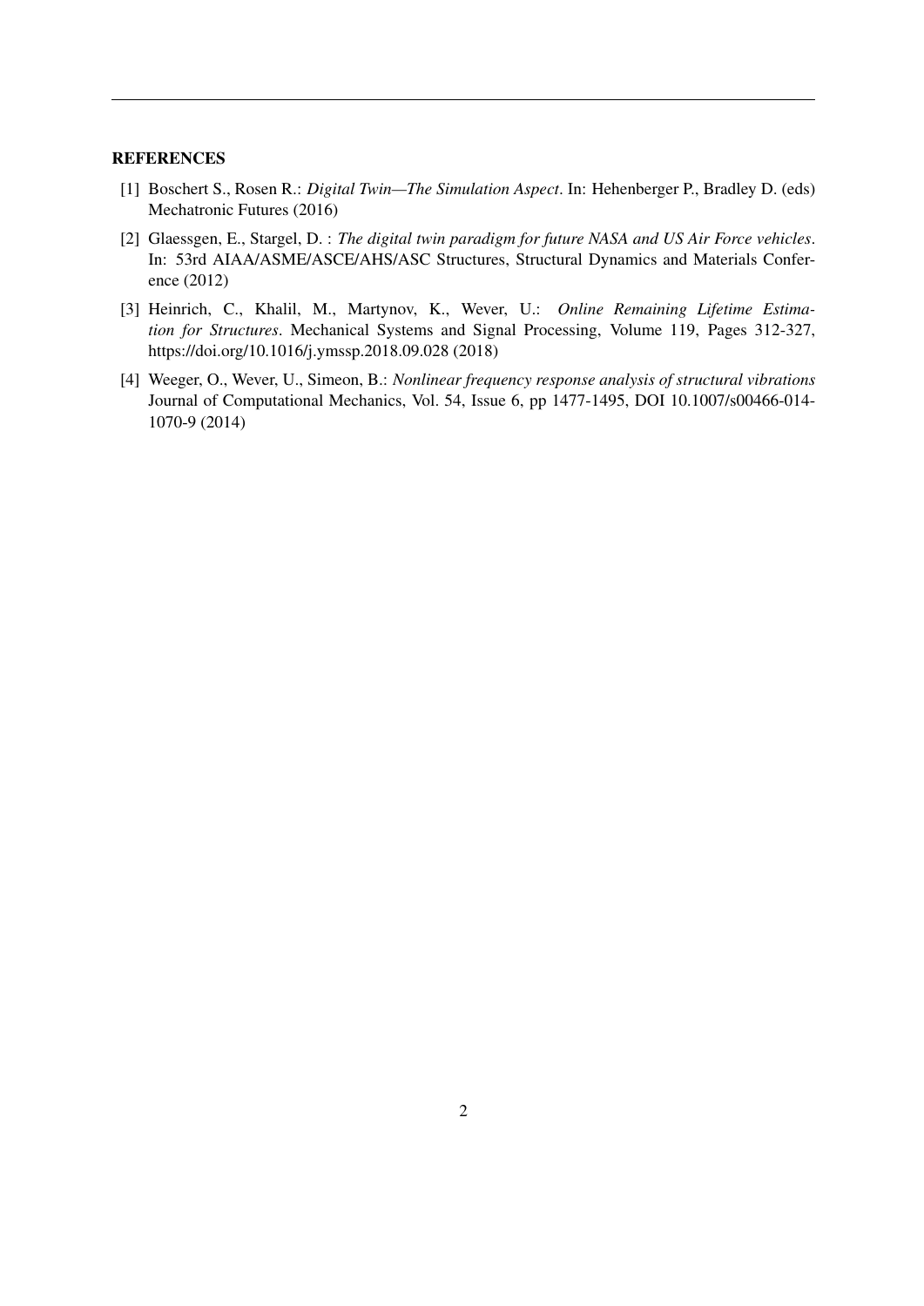## REFERENCES

[1] Boschert S., Rosen R.: *Digital Twin—The Simulation Aspect*. In: Hehenberger P., Bradley D. (eds) Mechatronic Futures (2016)

[2] Glaessgen, E., Stargel, D. : *The digital twin paradigm for future NASA and US Air Force vehicles*. In: 53rd AIAA/ASME/ASCE/AHS/ASC Structures, Structural Dynamics and Materials Conference (2012)

[3] Heinrich, C., Khalil, M., Martynov, K., Wever, U.: *Online Remaining Lifetime Estimation for Structures*. Mechanical Systems and Signal Processing, Volume 119, Pages 312-327, https://doi.org/10.1016/j.ymssp.2018.09.028 (2018)

[4] Weeger, O., Wever, U., Simeon, B.: *Nonlinear frequency response analysis of structural vibrations* Journal of Computational Mechanics, Vol. 54, Issue 6, pp 1477-1495, DOI 10.1007/s00466-014-1070-9 (2014)